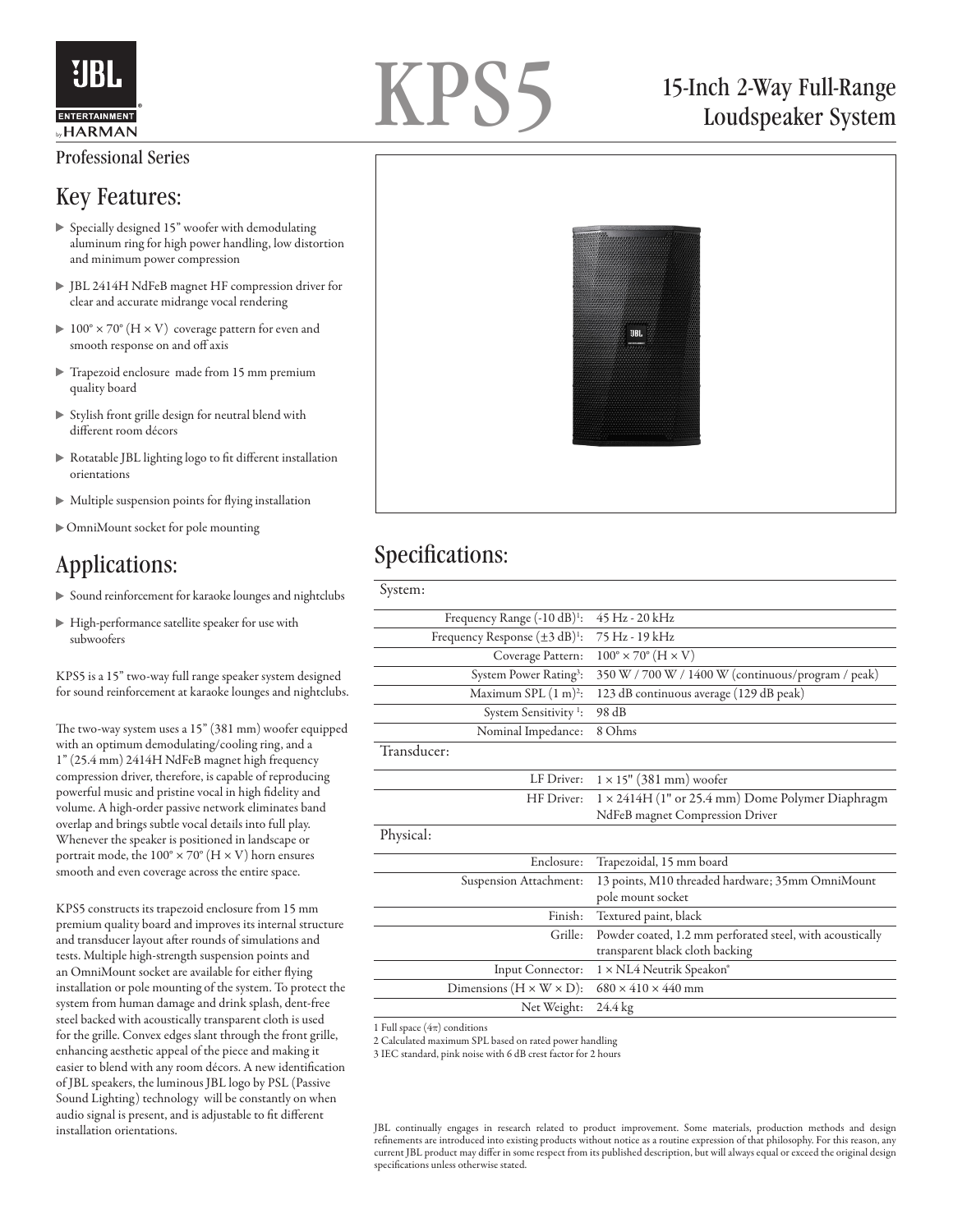# KPS5

## 15-Inch 2-Way Full-Range Loudspeaker System

Professional Series

## Key Features:

- Specially designed 15" woofer with demodulating aluminum ring for high power handling, low distortion and minimum power compression
- JBL 2414H NdFeB magnet HF compression driver for clear and accurate midrange vocal rendering
- 100° × 70° (H × V) coverage pattern for even and smooth response on and off axis
- Trapezoid enclosure made from 15 mm premium quality board
- Stylish front grille design for neutral blend with different room décors
- Rotatable JBL lighting logo to fit different installation orientations
- Multiple suspension points for flying installation
- OmniMount socket for pole mounting

## Applications:

- Sound reinforcement for karaoke lounges and nightclubs
- High-performance satellite speaker for use with subwoofers

KPS5 is a 15" two-way full range speaker system designed for sound reinforcement at karaoke lounges and nightclubs.

The two-way system uses a 15" (381 mm) woofer equipped with an optimum demodulating/cooling ring, and a 1" (25.4 mm) 2414H NdFeB magnet high frequency compression driver, therefore, is capable of reproducing powerful music and pristine vocal in high fidelity and volume. A high-order passive network eliminates band overlap and brings subtle vocal details into full play. Whenever the speaker is positioned in landscape or portrait mode, the 100° × 70° (H × V) horn ensures smooth and even coverage across the entire space.

KPS5 constructs its trapezoid enclosure from 15 mm premium quality board and improves its internal structure and transducer layout after rounds of simulations and tests. Multiple high-strength suspension points and an OmniMount socket are available for either flying installation or pole mounting of the system. To protect the system from human damage and drink splash, dent-free steel backed with acoustically transparent cloth is used for the grille. Convex edges slant through the front grille, enhancing aesthetic appeal of the piece and making it easier to blend with any room décors. A new identification of JBL speakers, the luminous JBL logo by PSL (Passive Sound Lighting) technology will be constantly on when audio signal is present, and is adjustable to fit different installation orientations.

## Specifications:

| System: | |
|---|---|
| Frequency Range (-10 dB)[1]: | 45 Hz - 20 kHz |
| Frequency Response (±3 dB)[1]: | 75 Hz - 19 kHz |
| Coverage Pattern: | 100° × 70° (H × V) |
| System Power Rating[3]: | 350 W / 700 W / 1400 W (continuous/program / peak) |
| Maximum SPL (1 m)[2]: | 123 dB continuous average (129 dB peak) |
| System Sensitivity [1]: | 98 dB |
| Nominal Impedance: | 8 Ohms |
| **Transducer:** | |
| LF Driver: | 1 × 15" (381 mm) woofer |
| HF Driver: | 1 × 2414H (1" or 25.4 mm) Dome Polymer Diaphragm NdFeB magnet Compression Driver |
| **Physical:** | |
| Enclosure: | Trapezoidal, 15 mm board |
| Suspension Attachment: | 13 points, M10 threaded hardware; 35mm OmniMount pole mount socket |
| Finish: | Textured paint, black |
| Grille: | Powder coated, 1.2 mm perforated steel, with acoustically transparent black cloth backing |
| Input Connector: | 1 × NL4 Neutrik Speakon® |
| Dimensions (H × W × D): | 680 × 410 × 440 mm |
| Net Weight: | 24.4 kg |

1 Full space (4π) conditions
2 Calculated maximum SPL based on rated power handling
3 IEC standard, pink noise with 6 dB crest factor for 2 hours

JBL continually engages in research related to product improvement. Some materials, production methods and design refinements are introduced into existing products without notice as a routine expression of that philosophy. For this reason, any current JBL product may differ in some respect from its published description, but will always equal or exceed the original design specifications unless otherwise stated.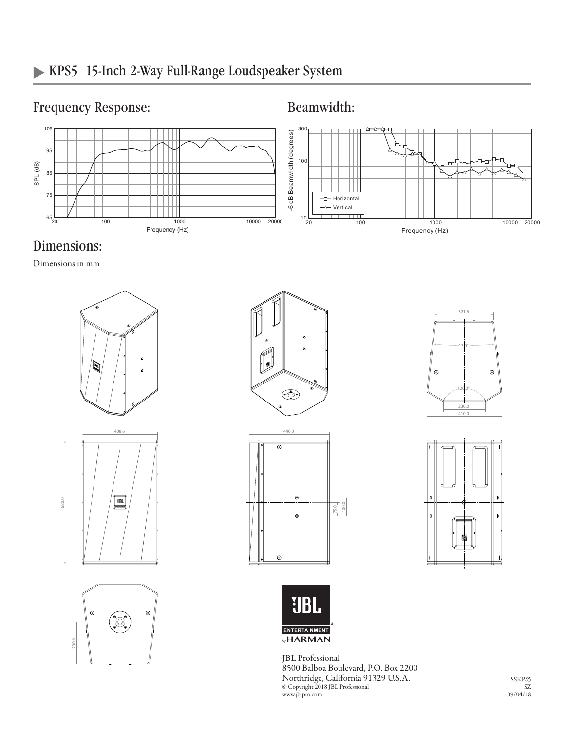# KPS5 15-Inch 2-Way Full-Range Loudspeaker System

## Frequency Response:

SPL (dB)

105
95
85
75
65

20
100
1000
10000
20000

Frequency (Hz)

## Beamwidth:

-6 dB Beamwidth (degrees)

360
100
10

20
100
1000
10000
20000

Frequency (Hz)

Horizontal
Vertical

## Dimensions:

Dimensions in mm

321.6
13.0°
120.0°
230.0
410.0

408.6
680.0

440.0
75.0
100.0

230.0

JBL Professional
8500 Balboa Boulevard, P.O. Box 2200
Northridge, California 91329 U.S.A.
© Copyright 2018 JBL Professional
www.jblpro.com

SSKPS5
SZ
09/04/18